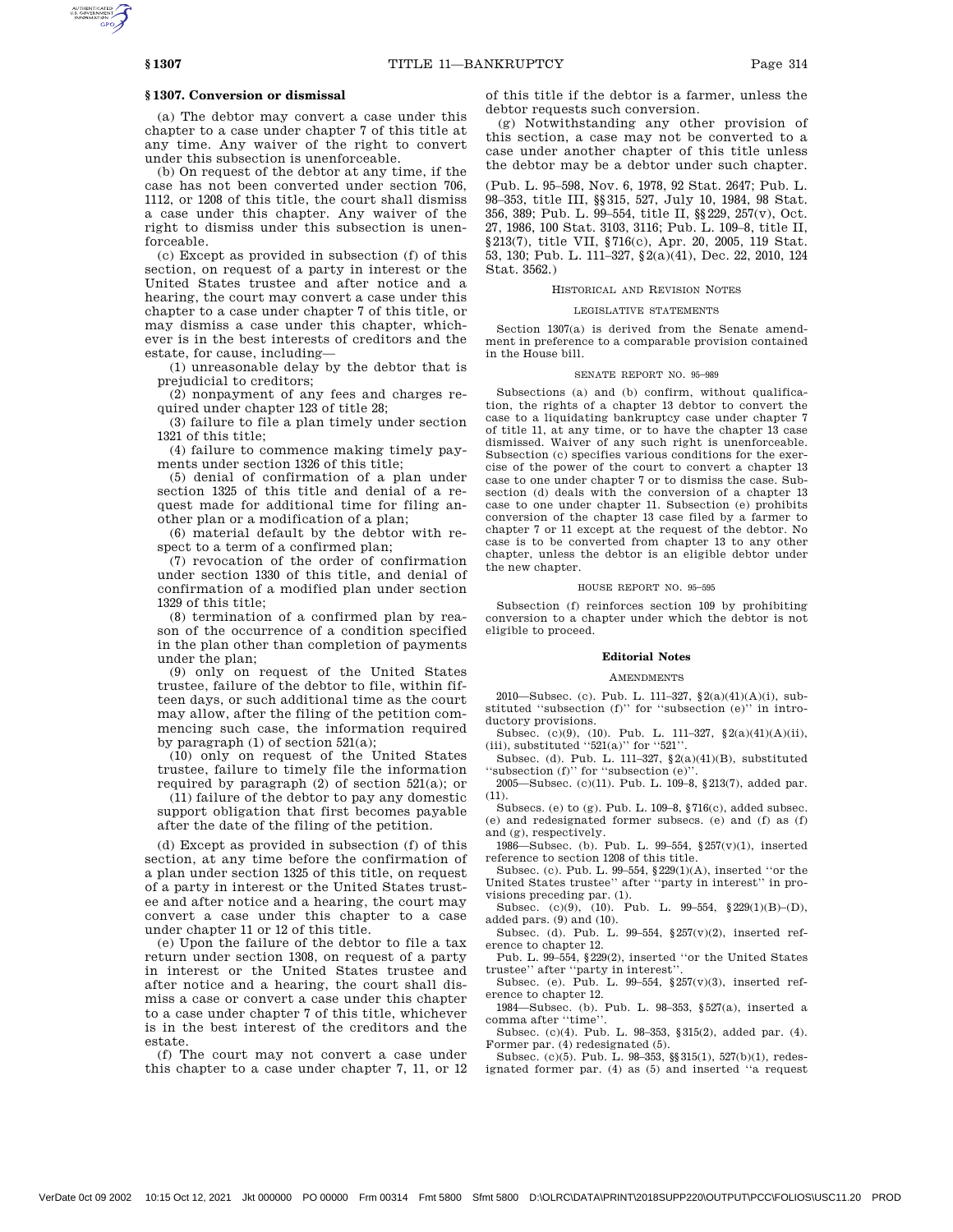## § 1307. Conversion or dismissal

(a) The debtor may convert a case under this chapter to a case under chapter 7 of this title at any time. Any waiver of the right to convert under this subsection is unenforceable.

(b) On request of the debtor at any time, if the case has not been converted under section 706, 1112, or 1208 of this title, the court shall dismiss a case under this chapter. Any waiver of the right to dismiss under this subsection is unenforceable.

(c) Except as provided in subsection (f) of this section, on request of a party in interest or the United States trustee and after notice and a hearing, the court may convert a case under this chapter to a case under chapter 7 of this title, or may dismiss a case under this chapter, whichever is in the best interests of creditors and the estate, for cause, including—

(1) unreasonable delay by the debtor that is prejudicial to creditors;

(2) nonpayment of any fees and charges required under chapter 123 of title 28;

(3) failure to file a plan timely under section 1321 of this title;

(4) failure to commence making timely payments under section 1326 of this title;

(5) denial of confirmation of a plan under section 1325 of this title and denial of a request made for additional time for filing another plan or a modification of a plan;

(6) material default by the debtor with respect to a term of a confirmed plan;

(7) revocation of the order of confirmation under section 1330 of this title, and denial of confirmation of a modified plan under section 1329 of this title;

(8) termination of a confirmed plan by reason of the occurrence of a condition specified in the plan other than completion of payments under the plan;

(9) only on request of the United States trustee, failure of the debtor to file, within fifteen days, or such additional time as the court may allow, after the filing of the petition commencing such case, the information required by paragraph (1) of section 521(a);

(10) only on request of the United States trustee, failure to timely file the information required by paragraph (2) of section 521(a); or

(11) failure of the debtor to pay any domestic support obligation that first becomes payable after the date of the filing of the petition.

(d) Except as provided in subsection (f) of this section, at any time before the confirmation of a plan under section 1325 of this title, on request of a party in interest or the United States trustee and after notice and a hearing, the court may convert a case under this chapter to a case under chapter 11 or 12 of this title.

(e) Upon the failure of the debtor to file a tax return under section 1308, on request of a party in interest or the United States trustee and after notice and a hearing, the court shall dismiss a case or convert a case under this chapter to a case under chapter 7 of this title, whichever is in the best interest of the creditors and the estate.

(f) The court may not convert a case under this chapter to a case under chapter 7, 11, or 12 of this title if the debtor is a farmer, unless the debtor requests such conversion.

(g) Notwithstanding any other provision of this section, a case may not be converted to a case under another chapter of this title unless the debtor may be a debtor under such chapter.

(Pub. L. 95–598, Nov. 6, 1978, 92 Stat. 2647; Pub. L. 98–353, title III, §§ 315, 527, July 10, 1984, 98 Stat. 356, 389; Pub. L. 99–554, title II, §§ 229, 257(v), Oct. 27, 1986, 100 Stat. 3103, 3116; Pub. L. 109–8, title II, § 213(7), title VII, § 716(c), Apr. 20, 2005, 119 Stat. 53, 130; Pub. L. 111–327, § 2(a)(41), Dec. 22, 2010, 124 Stat. 3562.)

### HISTORICAL AND REVISION NOTES

#### LEGISLATIVE STATEMENTS

Section 1307(a) is derived from the Senate amendment in preference to a comparable provision contained in the House bill.

#### SENATE REPORT NO. 95–989

Subsections (a) and (b) confirm, without qualification, the rights of a chapter 13 debtor to convert the case to a liquidating bankruptcy case under chapter 7 of title 11, at any time, or to have the chapter 13 case dismissed. Waiver of any such right is unenforceable. Subsection (c) specifies various conditions for the exercise of the power of the court to convert a chapter 13 case to one under chapter 7 or to dismiss the case. Subsection (d) deals with the conversion of a chapter 13 case to one under chapter 11. Subsection (e) prohibits conversion of the chapter 13 case filed by a farmer to chapter 7 or 11 except at the request of the debtor. No case is to be converted from chapter 13 to any other chapter, unless the debtor is an eligible debtor under the new chapter.

#### HOUSE REPORT NO. 95–595

Subsection (f) reinforces section 109 by prohibiting conversion to a chapter under which the debtor is not eligible to proceed.

### Editorial Notes

#### AMENDMENTS

2010—Subsec. (c). Pub. L. 111–327, § 2(a)(41)(A)(i), substituted "subsection (f)" for "subsection (e)" in introductory provisions.

Subsec. (c)(9), (10). Pub. L. 111–327, § 2(a)(41)(A)(ii), (iii), substituted "521(a)" for "521".

Subsec. (d). Pub. L. 111–327, § 2(a)(41)(B), substituted "subsection (f)" for "subsection (e)".

2005—Subsec. (c)(11). Pub. L. 109–8, § 213(7), added par. (11).

Subsecs. (e) to (g). Pub. L. 109–8, § 716(c), added subsec. (e) and redesignated former subsecs. (e) and (f) as (f) and (g), respectively.

1986—Subsec. (b). Pub. L. 99–554, § 257(v)(1), inserted reference to section 1208 of this title.

Subsec. (c). Pub. L. 99–554, § 229(1)(A), inserted "or the United States trustee" after "party in interest" in provisions preceding par. (1).

Subsec. (c)(9), (10). Pub. L. 99–554, § 229(1)(B)–(D), added pars. (9) and (10).

Subsec. (d). Pub. L. 99–554, § 257(v)(2), inserted reference to chapter 12.

Pub. L. 99–554, § 229(2), inserted "or the United States trustee" after "party in interest".

Subsec. (e). Pub. L. 99–554, § 257(v)(3), inserted reference to chapter 12.

1984—Subsec. (b). Pub. L. 98–353, § 527(a), inserted a comma after "time".

Subsec. (c)(4). Pub. L. 98–353, § 315(2), added par. (4). Former par. (4) redesignated (5).

Subsec. (c)(5). Pub. L. 98–353, §§ 315(1), 527(b)(1), redesignated former par. (4) as (5) and inserted "a request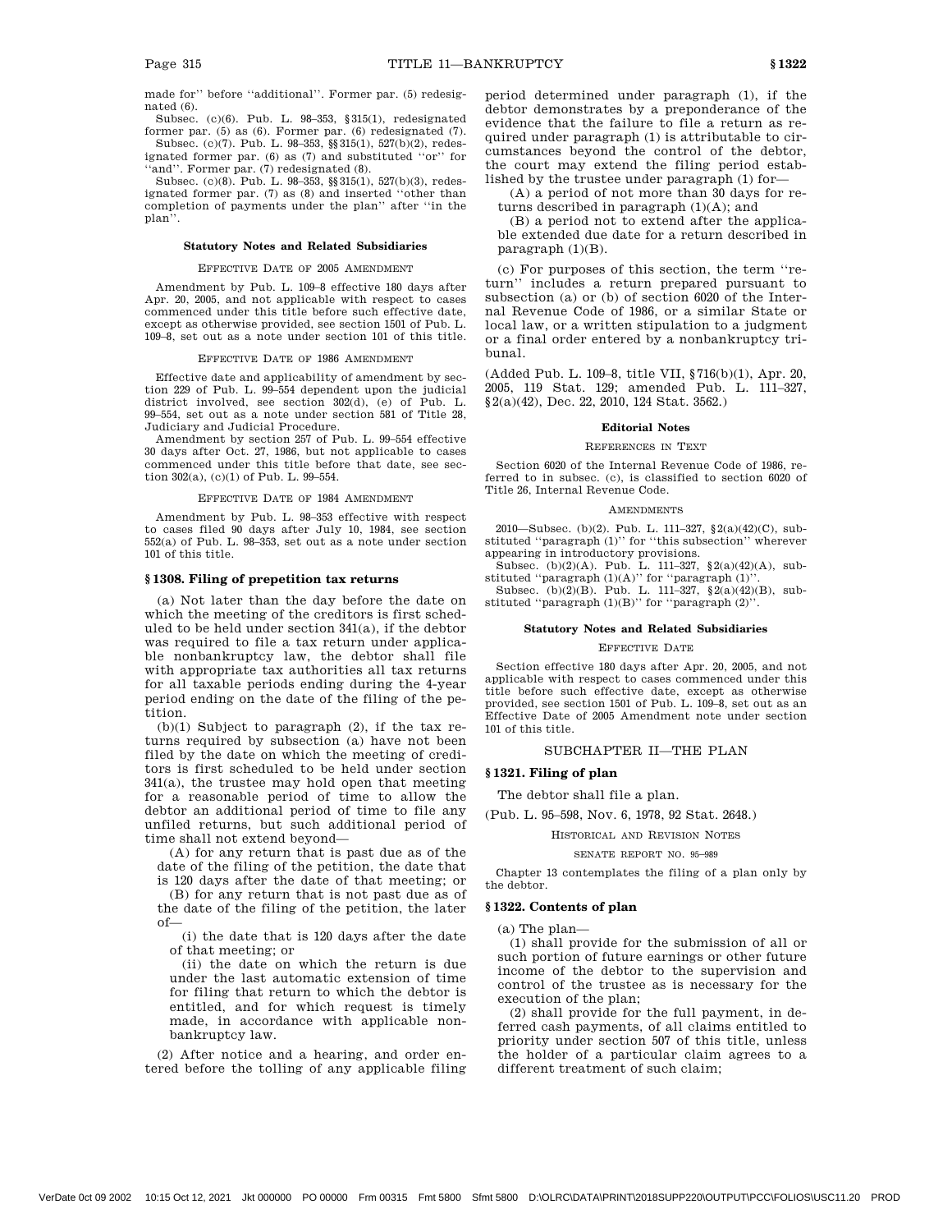made for'' before ''additional''. Former par. (5) redesignated (6).

Subsec. (c)(6). Pub. L. 98–353, §315(1), redesignated former par. (5) as (6). Former par. (6) redesignated (7).

Subsec. (c)(7). Pub. L. 98–353, §§315(1), 527(b)(2), redesignated former par. (6) as (7) and substituted ''or'' for ''and''. Former par. (7) redesignated (8).

Subsec. (c)(8). Pub. L. 98–353, §§315(1), 527(b)(3), redesignated former par. (7) as (8) and inserted ''other than completion of payments under the plan'' after ''in the plan''.

#### Statutory Notes and Related Subsidiaries

EFFECTIVE DATE OF 2005 AMENDMENT

Amendment by Pub. L. 109–8 effective 180 days after Apr. 20, 2005, and not applicable with respect to cases commenced under this title before such effective date, except as otherwise provided, see section 1501 of Pub. L. 109–8, set out as a note under section 101 of this title.

EFFECTIVE DATE OF 1986 AMENDMENT

Effective date and applicability of amendment by section 229 of Pub. L. 99–554 dependent upon the judicial district involved, see section 302(d), (e) of Pub. L. 99–554, set out as a note under section 581 of Title 28, Judiciary and Judicial Procedure.

Amendment by section 257 of Pub. L. 99–554 effective 30 days after Oct. 27, 1986, but not applicable to cases commenced under this title before that date, see section 302(a), (c)(1) of Pub. L. 99–554.

EFFECTIVE DATE OF 1984 AMENDMENT

Amendment by Pub. L. 98–353 effective with respect to cases filed 90 days after July 10, 1984, see section 552(a) of Pub. L. 98–353, set out as a note under section 101 of this title.

### § 1308. Filing of prepetition tax returns

(a) Not later than the day before the date on which the meeting of the creditors is first scheduled to be held under section 341(a), if the debtor was required to file a tax return under applicable nonbankruptcy law, the debtor shall file with appropriate tax authorities all tax returns for all taxable periods ending during the 4-year period ending on the date of the filing of the petition.

(b)(1) Subject to paragraph (2), if the tax returns required by subsection (a) have not been filed by the date on which the meeting of creditors is first scheduled to be held under section 341(a), the trustee may hold open that meeting for a reasonable period of time to allow the debtor an additional period of time to file any unfiled returns, but such additional period of time shall not extend beyond—

(A) for any return that is past due as of the date of the filing of the petition, the date that is 120 days after the date of that meeting; or

(B) for any return that is not past due as of the date of the filing of the petition, the later of—

(i) the date that is 120 days after the date of that meeting; or

(ii) the date on which the return is due under the last automatic extension of time for filing that return to which the debtor is entitled, and for which request is timely made, in accordance with applicable nonbankruptcy law.

(2) After notice and a hearing, and order entered before the tolling of any applicable filing period determined under paragraph (1), if the debtor demonstrates by a preponderance of the evidence that the failure to file a return as required under paragraph (1) is attributable to circumstances beyond the control of the debtor, the court may extend the filing period established by the trustee under paragraph (1) for—

(A) a period of not more than 30 days for returns described in paragraph (1)(A); and

(B) a period not to extend after the applicable extended due date for a return described in paragraph (1)(B).

(c) For purposes of this section, the term ''return'' includes a return prepared pursuant to subsection (a) or (b) of section 6020 of the Internal Revenue Code of 1986, or a similar State or local law, or a written stipulation to a judgment or a final order entered by a nonbankruptcy tribunal.

(Added Pub. L. 109–8, title VII, §716(b)(1), Apr. 20, 2005, 119 Stat. 129; amended Pub. L. 111–327, §2(a)(42), Dec. 22, 2010, 124 Stat. 3562.)

#### Editorial Notes

REFERENCES IN TEXT

Section 6020 of the Internal Revenue Code of 1986, referred to in subsec. (c), is classified to section 6020 of Title 26, Internal Revenue Code.

AMENDMENTS

2010—Subsec. (b)(2). Pub. L. 111–327, §2(a)(42)(C), substituted ''paragraph (1)'' for ''this subsection'' wherever appearing in introductory provisions.

Subsec. (b)(2)(A). Pub. L. 111–327, §2(a)(42)(A), substituted ''paragraph (1)(A)'' for ''paragraph (1)''.

Subsec. (b)(2)(B). Pub. L. 111–327, §2(a)(42)(B), substituted ''paragraph (1)(B)'' for ''paragraph (2)''.

#### Statutory Notes and Related Subsidiaries

EFFECTIVE DATE

Section effective 180 days after Apr. 20, 2005, and not applicable with respect to cases commenced under this title before such effective date, except as otherwise provided, see section 1501 of Pub. L. 109–8, set out as an Effective Date of 2005 Amendment note under section 101 of this title.

## SUBCHAPTER II—THE PLAN

### § 1321. Filing of plan

The debtor shall file a plan.

(Pub. L. 95–598, Nov. 6, 1978, 92 Stat. 2648.)

HISTORICAL AND REVISION NOTES

SENATE REPORT NO. 95–989

Chapter 13 contemplates the filing of a plan only by the debtor.

### § 1322. Contents of plan

(a) The plan—

(1) shall provide for the submission of all or such portion of future earnings or other future income of the debtor to the supervision and control of the trustee as is necessary for the execution of the plan;

(2) shall provide for the full payment, in deferred cash payments, of all claims entitled to priority under section 507 of this title, unless the holder of a particular claim agrees to a different treatment of such claim;